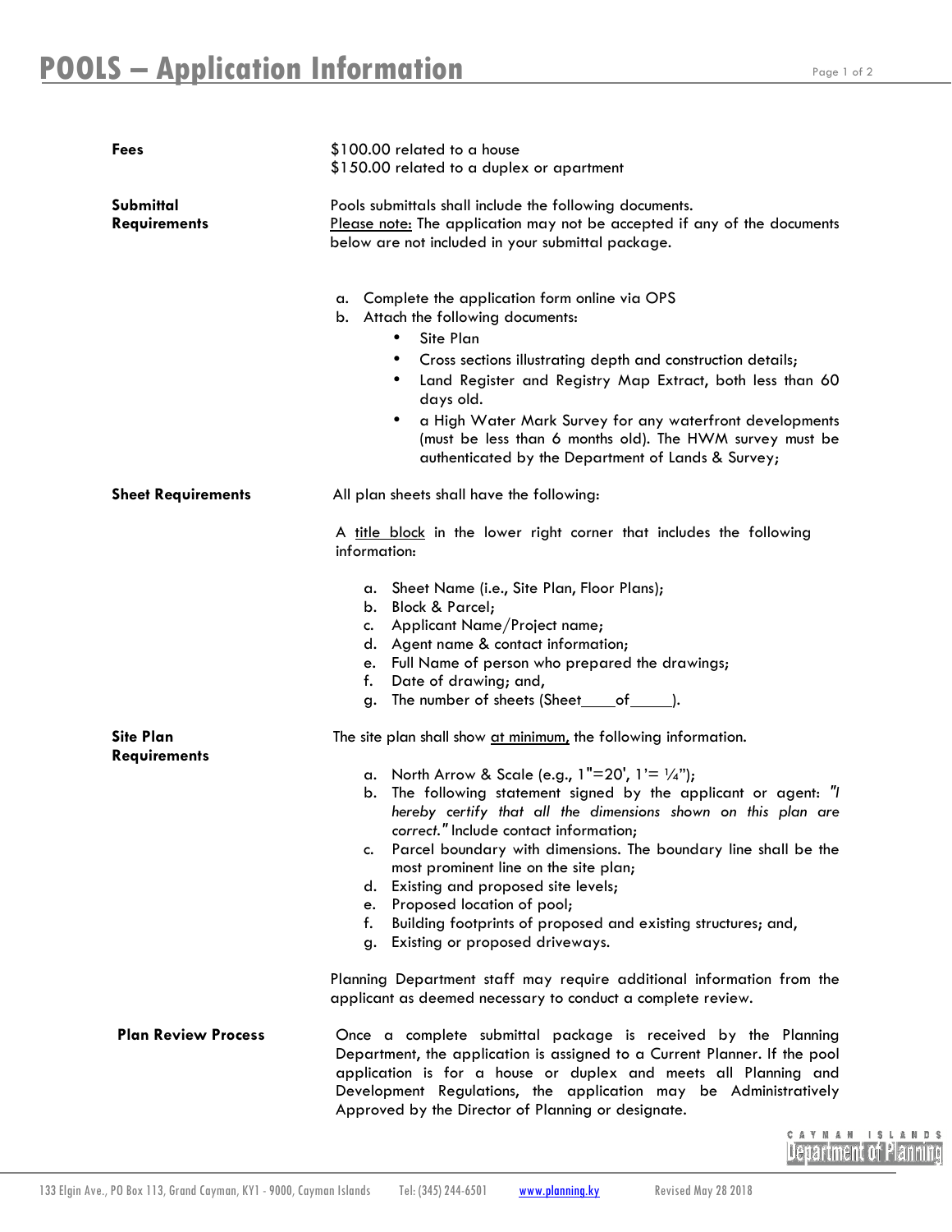# POOLS – Application Information

**Fees**

$100.00 related to a house
$150.00 related to a duplex or apartment

**Submittal Requirements**

Pools submittals shall include the following documents.
Please note: The application may not be accepted if any of the documents below are not included in your submittal package.

a. Complete the application form online via OPS
b. Attach the following documents:
   - Site Plan
   - Cross sections illustrating depth and construction details;
   - Land Register and Registry Map Extract, both less than 60 days old.
   - a High Water Mark Survey for any waterfront developments (must be less than 6 months old). The HWM survey must be authenticated by the Department of Lands & Survey;

**Sheet Requirements**

All plan sheets shall have the following:

A title block in the lower right corner that includes the following information:

a. Sheet Name (i.e., Site Plan, Floor Plans);
b. Block & Parcel;
c. Applicant Name/Project name;
d. Agent name & contact information;
e. Full Name of person who prepared the drawings;
f. Date of drawing; and,
g. The number of sheets (Sheet____of_____).

**Site Plan Requirements**

The site plan shall show at minimum, the following information.

a. North Arrow & Scale (e.g., 1"=20', 1'= ¼");
b. The following statement signed by the applicant or agent: *"I hereby certify that all the dimensions shown on this plan are correct."* Include contact information;
c. Parcel boundary with dimensions. The boundary line shall be the most prominent line on the site plan;
d. Existing and proposed site levels;
e. Proposed location of pool;
f. Building footprints of proposed and existing structures; and,
g. Existing or proposed driveways.

Planning Department staff may require additional information from the applicant as deemed necessary to conduct a complete review.

**Plan Review Process**

Once a complete submittal package is received by the Planning Department, the application is assigned to a Current Planner. If the pool application is for a house or duplex and meets all Planning and Development Regulations, the application may be Administratively Approved by the Director of Planning or designate.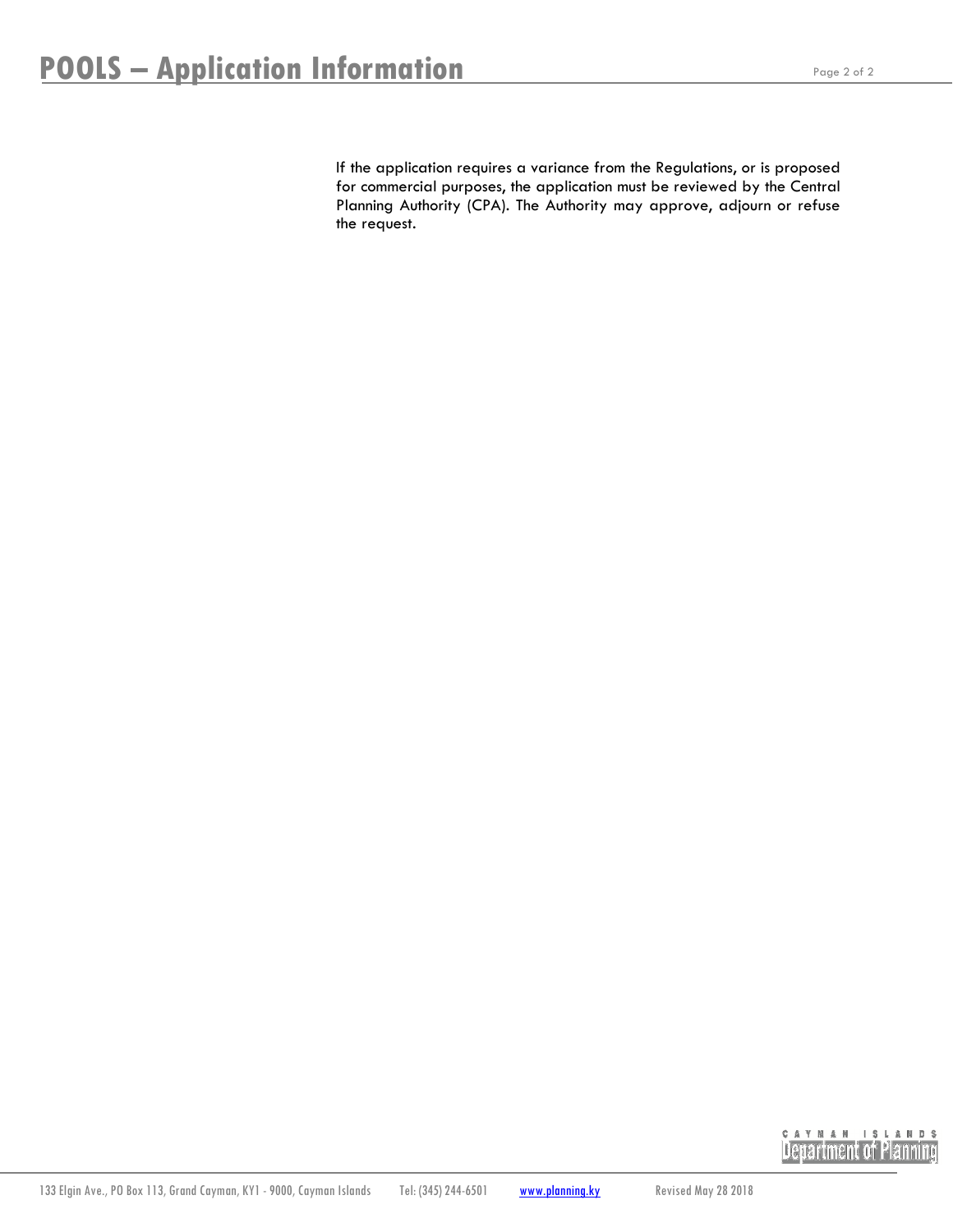If the application requires a variance from the Regulations, or is proposed for commercial purposes, the application must be reviewed by the Central Planning Authority (CPA). The Authority may approve, adjourn or refuse the request.